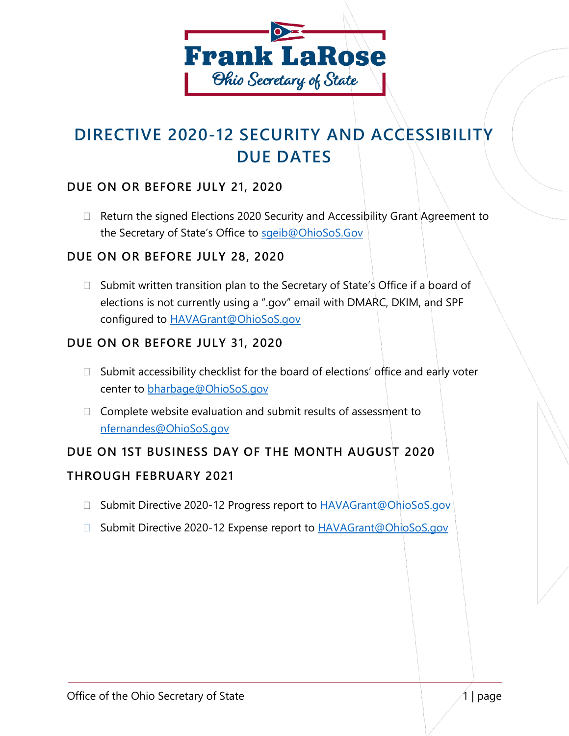Frank LaRose

Ohio Secretary of State

# DIRECTIVE 2020-12 SECURITY AND ACCESSIBILITY DUE DATES

### DUE ON OR BEFORE JULY 21, 2020

- ☐ Return the signed Elections 2020 Security and Accessibility Grant Agreement to the Secretary of State's Office to sgeib@OhioSoS.Gov

### DUE ON OR BEFORE JULY 28, 2020

- ☐ Submit written transition plan to the Secretary of State's Office if a board of elections is not currently using a ".gov" email with DMARC, DKIM, and SPF configured to HAVAGrant@OhioSoS.gov

### DUE ON OR BEFORE JULY 31, 2020

- ☐ Submit accessibility checklist for the board of elections' office and early voter center to bharbage@OhioSoS.gov
- ☐ Complete website evaluation and submit results of assessment to nfernandes@OhioSoS.gov

### DUE ON 1ST BUSINESS DAY OF THE MONTH AUGUST 2020 THROUGH FEBRUARY 2021

- ☐ Submit Directive 2020-12 Progress report to HAVAGrant@OhioSoS.gov
- ☐ Submit Directive 2020-12 Expense report to HAVAGrant@OhioSoS.gov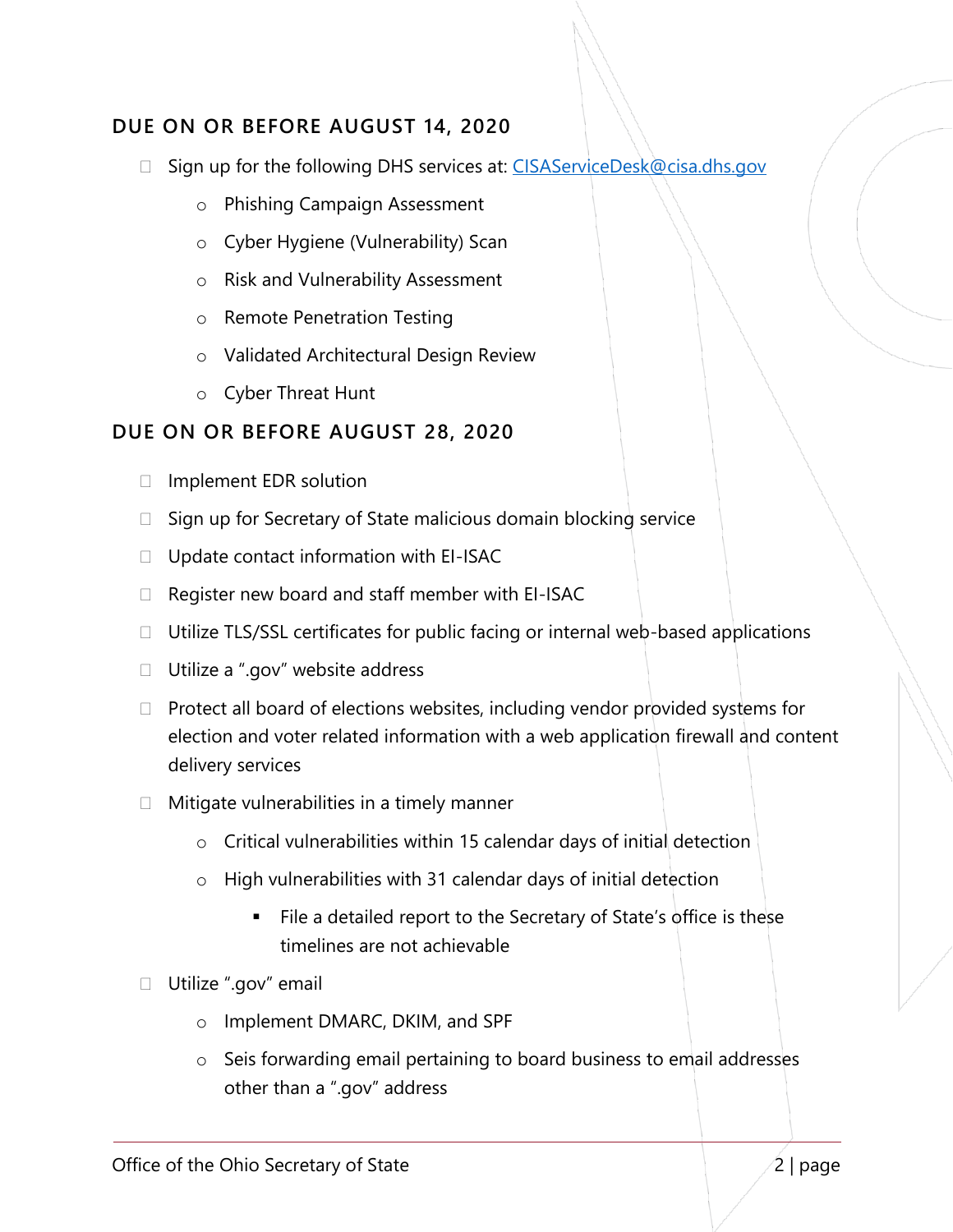## DUE ON OR BEFORE AUGUST 14, 2020

- Sign up for the following DHS services at: CISAServiceDesk@cisa.dhs.gov
  - Phishing Campaign Assessment
  - Cyber Hygiene (Vulnerability) Scan
  - Risk and Vulnerability Assessment
  - Remote Penetration Testing
  - Validated Architectural Design Review
  - Cyber Threat Hunt

## DUE ON OR BEFORE AUGUST 28, 2020

- Implement EDR solution
- Sign up for Secretary of State malicious domain blocking service
- Update contact information with EI-ISAC
- Register new board and staff member with EI-ISAC
- Utilize TLS/SSL certificates for public facing or internal web-based applications
- Utilize a ".gov" website address
- Protect all board of elections websites, including vendor provided systems for election and voter related information with a web application firewall and content delivery services
- Mitigate vulnerabilities in a timely manner
  - Critical vulnerabilities within 15 calendar days of initial detection
  - High vulnerabilities with 31 calendar days of initial detection
    - File a detailed report to the Secretary of State's office is these timelines are not achievable
- Utilize ".gov" email
  - Implement DMARC, DKIM, and SPF
  - Seis forwarding email pertaining to board business to email addresses other than a ".gov" address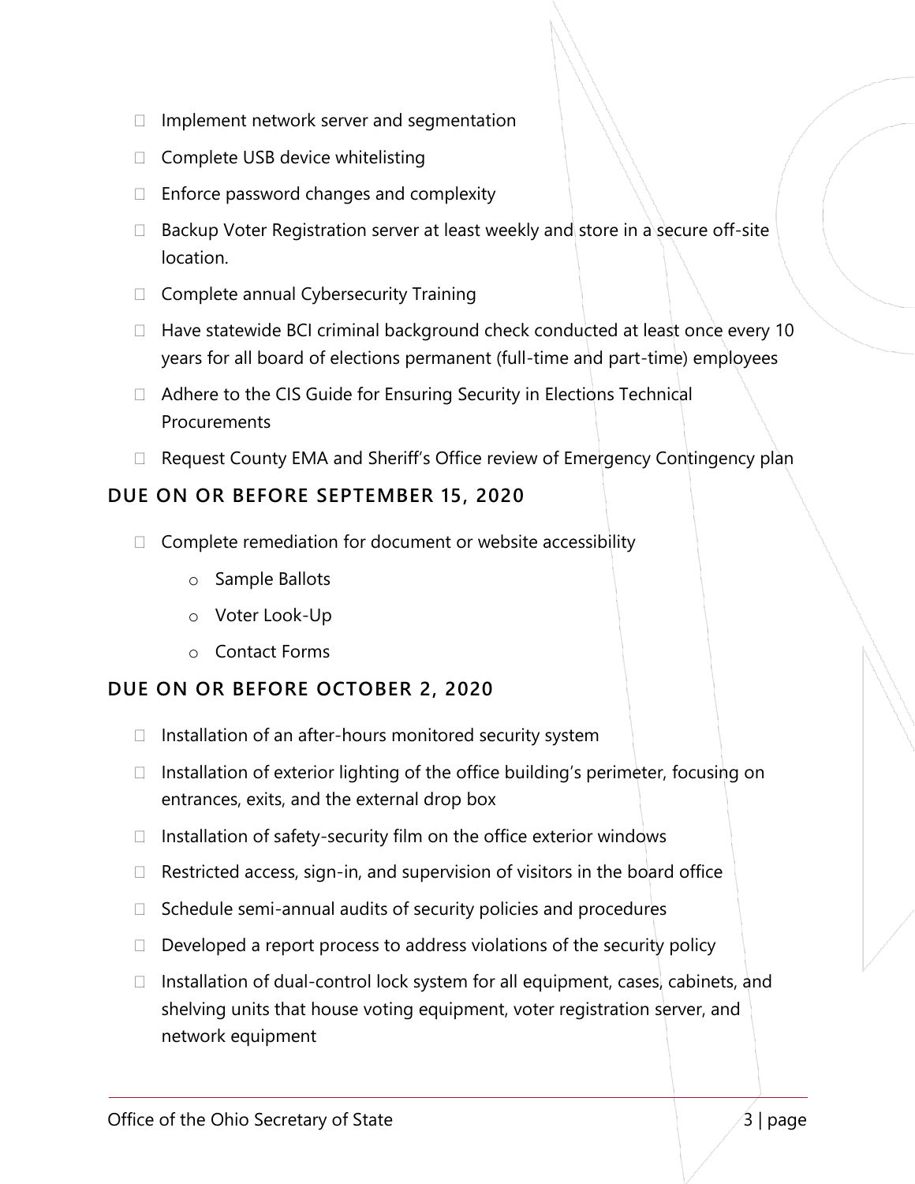- Implement network server and segmentation
- Complete USB device whitelisting
- Enforce password changes and complexity
- Backup Voter Registration server at least weekly and store in a secure off-site location.
- Complete annual Cybersecurity Training
- Have statewide BCI criminal background check conducted at least once every 10 years for all board of elections permanent (full-time and part-time) employees
- Adhere to the CIS Guide for Ensuring Security in Elections Technical Procurements
- Request County EMA and Sheriff's Office review of Emergency Contingency plan

## DUE ON OR BEFORE SEPTEMBER 15, 2020

- Complete remediation for document or website accessibility
  - Sample Ballots
  - Voter Look-Up
  - Contact Forms

## DUE ON OR BEFORE OCTOBER 2, 2020

- Installation of an after-hours monitored security system
- Installation of exterior lighting of the office building's perimeter, focusing on entrances, exits, and the external drop box
- Installation of safety-security film on the office exterior windows
- Restricted access, sign-in, and supervision of visitors in the board office
- Schedule semi-annual audits of security policies and procedures
- Developed a report process to address violations of the security policy
- Installation of dual-control lock system for all equipment, cases, cabinets, and shelving units that house voting equipment, voter registration server, and network equipment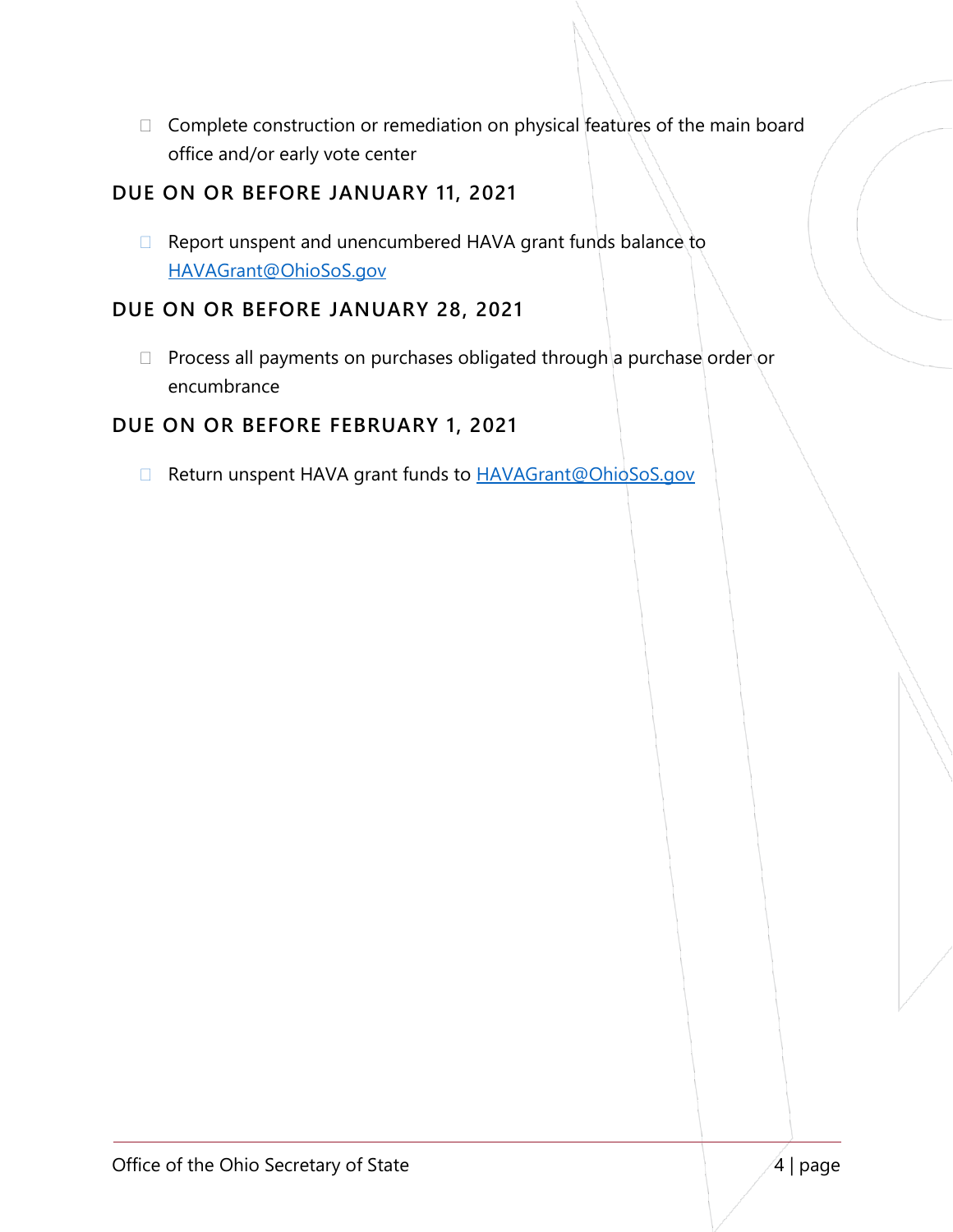- [ ] Complete construction or remediation on physical features of the main board office and/or early vote center

### DUE ON OR BEFORE JANUARY 11, 2021

- [ ] Report unspent and unencumbered HAVA grant funds balance to HAVAGrant@OhioSoS.gov

### DUE ON OR BEFORE JANUARY 28, 2021

- [ ] Process all payments on purchases obligated through a purchase order or encumbrance

### DUE ON OR BEFORE FEBRUARY 1, 2021

- [ ] Return unspent HAVA grant funds to HAVAGrant@OhioSoS.gov